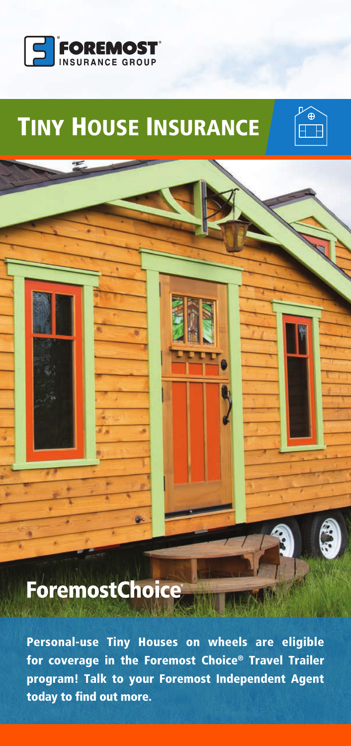FOREMOST® INSURANCE GROUP

# Tiny House Insurance

## ForemostChoice®

**Personal-use Tiny Houses on wheels are eligible for coverage in the Foremost Choice® Travel Trailer program! Talk to your Foremost Independent Agent today to find out more.**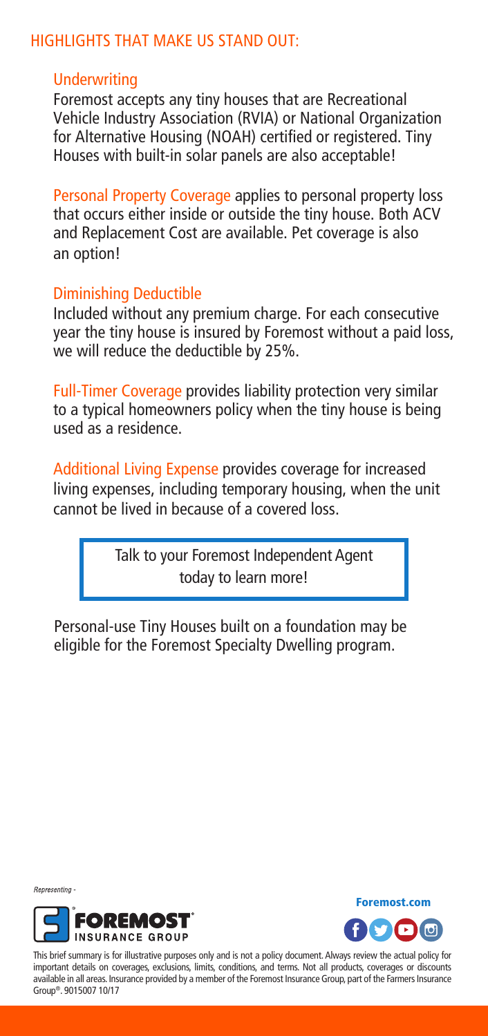## HIGHLIGHTS THAT MAKE US STAND OUT:

### Underwriting

Foremost accepts any tiny houses that are Recreational Vehicle Industry Association (RVIA) or National Organization for Alternative Housing (NOAH) certified or registered. Tiny Houses with built-in solar panels are also acceptable!

**Personal Property Coverage** applies to personal property loss that occurs either inside or outside the tiny house. Both ACV and Replacement Cost are available. Pet coverage is also an option!

### Diminishing Deductible

Included without any premium charge. For each consecutive year the tiny house is insured by Foremost without a paid loss, we will reduce the deductible by 25%.

**Full-Timer Coverage** provides liability protection very similar to a typical homeowners policy when the tiny house is being used as a residence.

**Additional Living Expense** provides coverage for increased living expenses, including temporary housing, when the unit cannot be lived in because of a covered loss.

> Talk to your Foremost Independent Agent today to learn more!

Personal-use Tiny Houses built on a foundation may be eligible for the Foremost Specialty Dwelling program.

*Representing -*

FOREMOST® INSURANCE GROUP

**Foremost.com**

This brief summary is for illustrative purposes only and is not a policy document. Always review the actual policy for important details on coverages, exclusions, limits, conditions, and terms. Not all products, coverages or discounts available in all areas. Insurance provided by a member of the Foremost Insurance Group, part of the Farmers Insurance Group®. 9015007 10/17